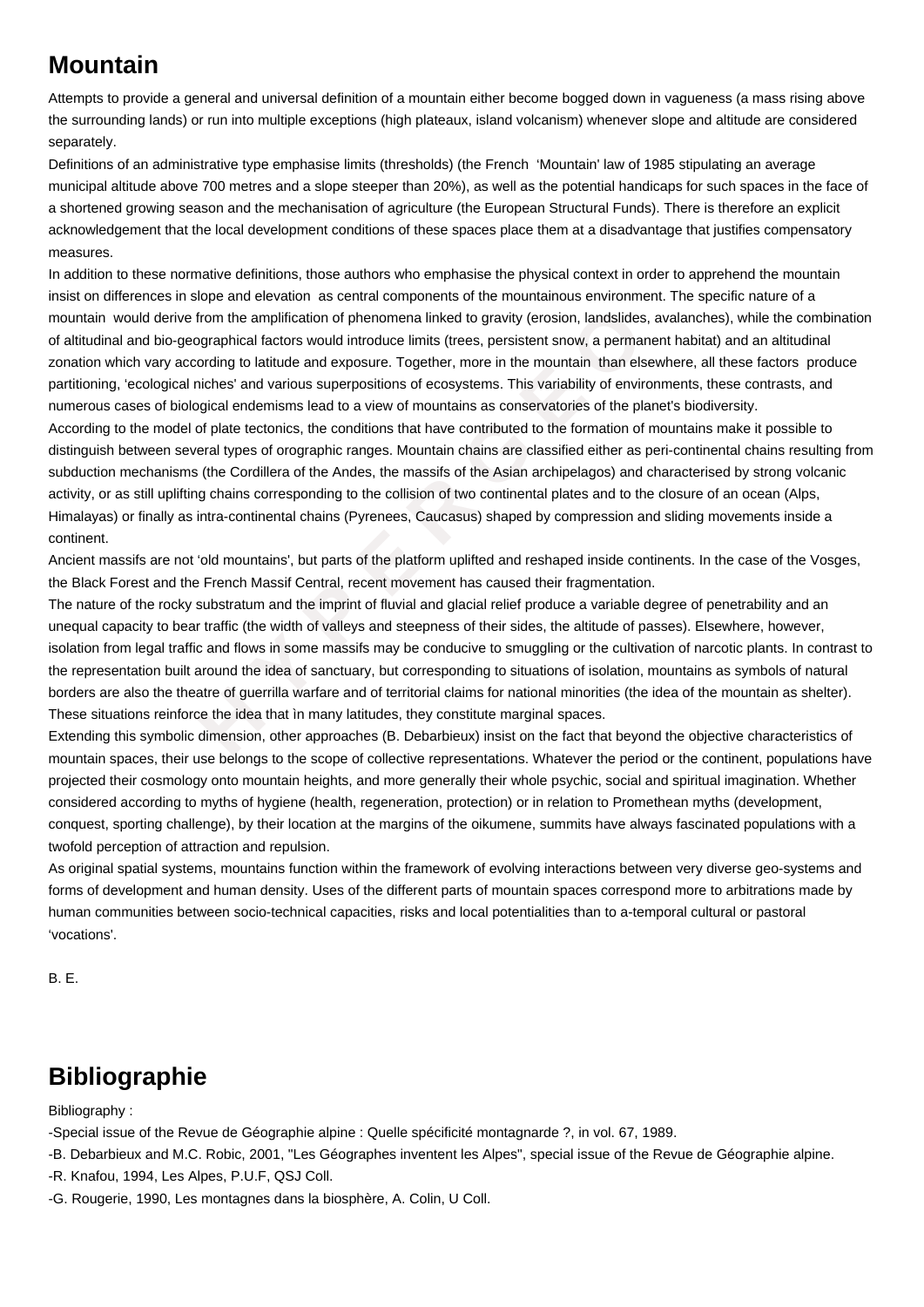# Mountain

Attempts to provide a general and universal definition of a mountain either become bogged down in vagueness (a mass rising above the surrounding lands) or run into multiple exceptions (high plateaux, island volcanism) whenever slope and altitude are considered separately.

Definitions of an administrative type emphasise limits (thresholds) (the French 'Mountain' law of 1985 stipulating an average municipal altitude above 700 metres and a slope steeper than 20%), as well as the potential handicaps for such spaces in the face of a shortened growing season and the mechanisation of agriculture (the European Structural Funds). There is therefore an explicit acknowledgement that the local development conditions of these spaces place them at a disadvantage that justifies compensatory measures.

In addition to these normative definitions, those authors who emphasise the physical context in order to apprehend the mountain insist on differences in slope and elevation as central components of the mountainous environment. The specific nature of a mountain would derive from the amplification of phenomena linked to gravity (erosion, landslides, avalanches), while the combination of altitudinal and bio-geographical factors would introduce limits (trees, persistent snow, a permanent habitat) and an altitudinal zonation which vary according to latitude and exposure. Together, more in the mountain than elsewhere, all these factors produce partitioning, 'ecological niches' and various superpositions of ecosystems. This variability of environments, these contrasts, and numerous cases of biological endemisms lead to a view of mountains as conservatories of the planet's biodiversity.

According to the model of plate tectonics, the conditions that have contributed to the formation of mountains make it possible to distinguish between several types of orographic ranges. Mountain chains are classified either as peri-continental chains resulting from subduction mechanisms (the Cordillera of the Andes, the massifs of the Asian archipelagos) and characterised by strong volcanic activity, or as still uplifting chains corresponding to the collision of two continental plates and to the closure of an ocean (Alps, Himalayas) or finally as intra-continental chains (Pyrenees, Caucasus) shaped by compression and sliding movements inside a continent.

Ancient massifs are not 'old mountains', but parts of the platform uplifted and reshaped inside continents. In the case of the Vosges, the Black Forest and the French Massif Central, recent movement has caused their fragmentation.

The nature of the rocky substratum and the imprint of fluvial and glacial relief produce a variable degree of penetrability and an unequal capacity to bear traffic (the width of valleys and steepness of their sides, the altitude of passes). Elsewhere, however, isolation from legal traffic and flows in some massifs may be conducive to smuggling or the cultivation of narcotic plants. In contrast to the representation built around the idea of sanctuary, but corresponding to situations of isolation, mountains as symbols of natural borders are also the theatre of guerrilla warfare and of territorial claims for national minorities (the idea of the mountain as shelter). These situations reinforce the idea that ìn many latitudes, they constitute marginal spaces.

Extending this symbolic dimension, other approaches (B. Debarbieux) insist on the fact that beyond the objective characteristics of mountain spaces, their use belongs to the scope of collective representations. Whatever the period or the continent, populations have projected their cosmology onto mountain heights, and more generally their whole psychic, social and spiritual imagination. Whether considered according to myths of hygiene (health, regeneration, protection) or in relation to Promethean myths (development, conquest, sporting challenge), by their location at the margins of the oikumene, summits have always fascinated populations with a twofold perception of attraction and repulsion.

As original spatial systems, mountains function within the framework of evolving interactions between very diverse geo-systems and forms of development and human density. Uses of the different parts of mountain spaces correspond more to arbitrations made by human communities between socio-technical capacities, risks and local potentialities than to a-temporal cultural or pastoral 'vocations'.

B. E.

# Bibliographie

Bibliography :

-Special issue of the Revue de Géographie alpine : Quelle spécificité montagnarde ?, in vol. 67, 1989.

-B. Debarbieux and M.C. Robic, 2001, "Les Géographes inventent les Alpes", special issue of the Revue de Géographie alpine.

-R. Knafou, 1994, Les Alpes, P.U.F, QSJ Coll.

-G. Rougerie, 1990, Les montagnes dans la biosphère, A. Colin, U Coll.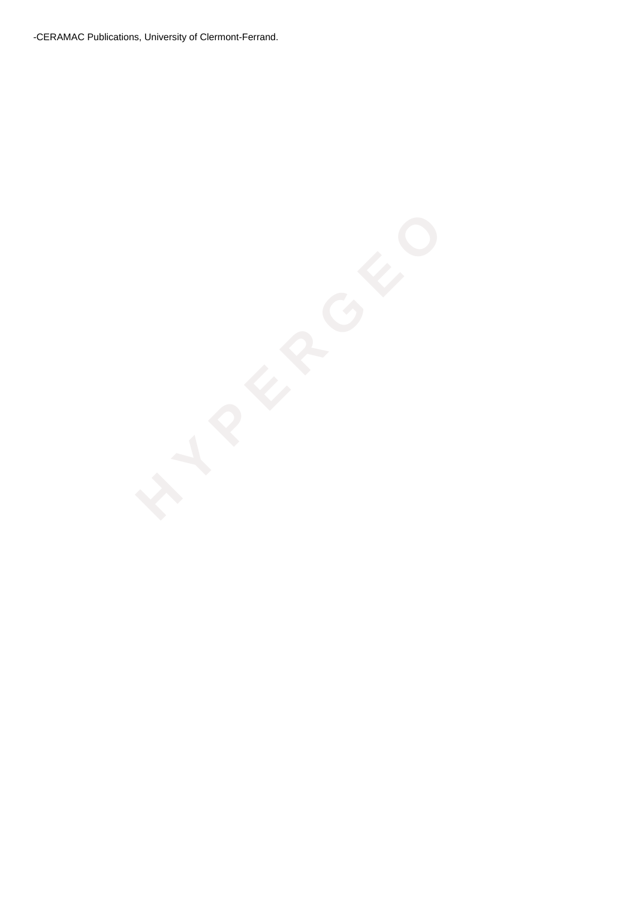-CERAMAC Publications, University of Clermont-Ferrand.